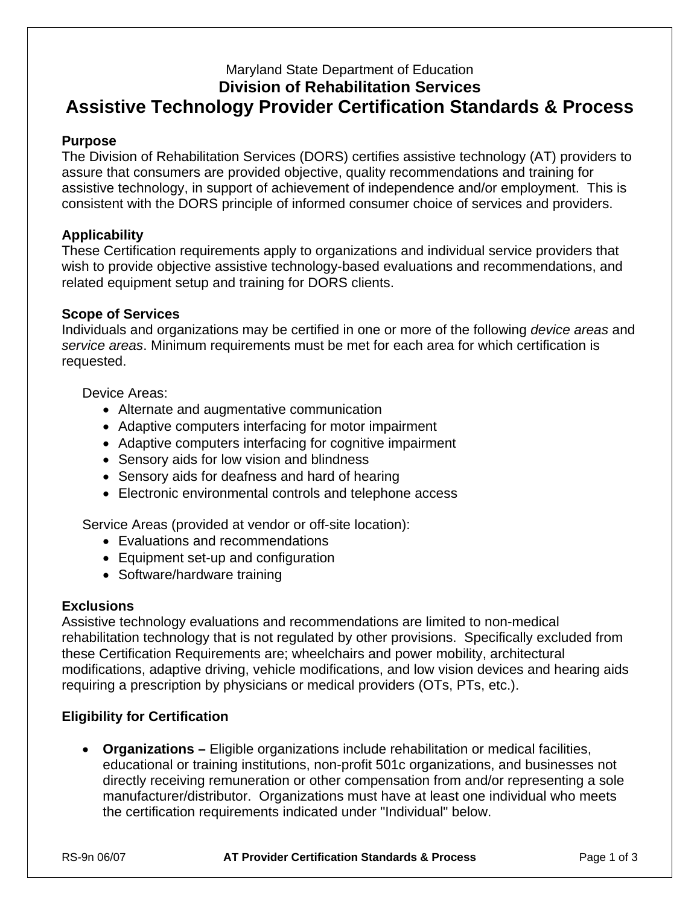Maryland State Department of Education

**Division of Rehabilitation Services**

# Assistive Technology Provider Certification Standards & Process

## Purpose

The Division of Rehabilitation Services (DORS) certifies assistive technology (AT) providers to assure that consumers are provided objective, quality recommendations and training for assistive technology, in support of achievement of independence and/or employment. This is consistent with the DORS principle of informed consumer choice of services and providers.

## Applicability

These Certification requirements apply to organizations and individual service providers that wish to provide objective assistive technology-based evaluations and recommendations, and related equipment setup and training for DORS clients.

## Scope of Services

Individuals and organizations may be certified in one or more of the following *device areas* and *service areas*. Minimum requirements must be met for each area for which certification is requested.

Device Areas:

- Alternate and augmentative communication
- Adaptive computers interfacing for motor impairment
- Adaptive computers interfacing for cognitive impairment
- Sensory aids for low vision and blindness
- Sensory aids for deafness and hard of hearing
- Electronic environmental controls and telephone access

Service Areas (provided at vendor or off-site location):

- Evaluations and recommendations
- Equipment set-up and configuration
- Software/hardware training

## Exclusions

Assistive technology evaluations and recommendations are limited to non-medical rehabilitation technology that is not regulated by other provisions. Specifically excluded from these Certification Requirements are; wheelchairs and power mobility, architectural modifications, adaptive driving, vehicle modifications, and low vision devices and hearing aids requiring a prescription by physicians or medical providers (OTs, PTs, etc.).

## Eligibility for Certification

- **Organizations –** Eligible organizations include rehabilitation or medical facilities, educational or training institutions, non-profit 501c organizations, and businesses not directly receiving remuneration or other compensation from and/or representing a sole manufacturer/distributor. Organizations must have at least one individual who meets the certification requirements indicated under "Individual" below.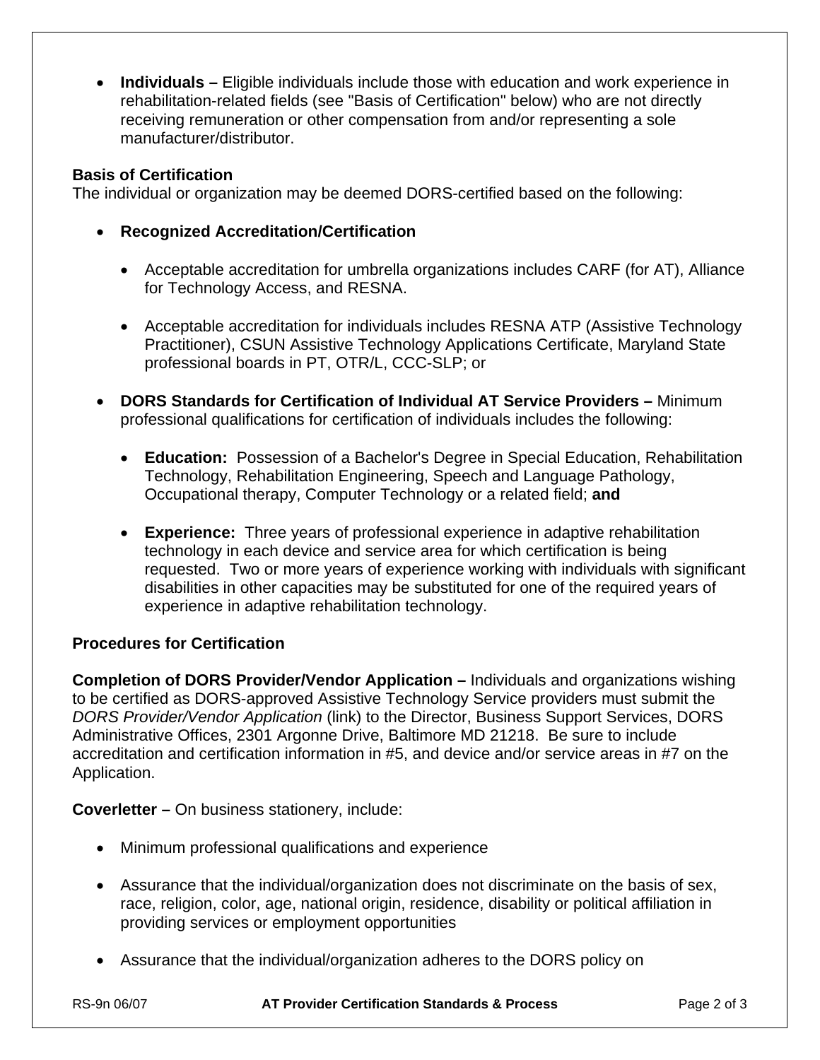- **Individuals –** Eligible individuals include those with education and work experience in rehabilitation-related fields (see "Basis of Certification" below) who are not directly receiving remuneration or other compensation from and/or representing a sole manufacturer/distributor.

**Basis of Certification**

The individual or organization may be deemed DORS-certified based on the following:

- **Recognized Accreditation/Certification**
  - Acceptable accreditation for umbrella organizations includes CARF (for AT), Alliance for Technology Access, and RESNA.
  - Acceptable accreditation for individuals includes RESNA ATP (Assistive Technology Practitioner), CSUN Assistive Technology Applications Certificate, Maryland State professional boards in PT, OTR/L, CCC-SLP; or
- **DORS Standards for Certification of Individual AT Service Providers –** Minimum professional qualifications for certification of individuals includes the following:
  - **Education:** Possession of a Bachelor's Degree in Special Education, Rehabilitation Technology, Rehabilitation Engineering, Speech and Language Pathology, Occupational therapy, Computer Technology or a related field; **and**
  - **Experience:** Three years of professional experience in adaptive rehabilitation technology in each device and service area for which certification is being requested. Two or more years of experience working with individuals with significant disabilities in other capacities may be substituted for one of the required years of experience in adaptive rehabilitation technology.

**Procedures for Certification**

**Completion of DORS Provider/Vendor Application –** Individuals and organizations wishing to be certified as DORS-approved Assistive Technology Service providers must submit the *DORS Provider/Vendor Application* (link) to the Director, Business Support Services, DORS Administrative Offices, 2301 Argonne Drive, Baltimore MD 21218. Be sure to include accreditation and certification information in #5, and device and/or service areas in #7 on the Application.

**Coverletter –** On business stationery, include:

- Minimum professional qualifications and experience
- Assurance that the individual/organization does not discriminate on the basis of sex, race, religion, color, age, national origin, residence, disability or political affiliation in providing services or employment opportunities
- Assurance that the individual/organization adheres to the DORS policy on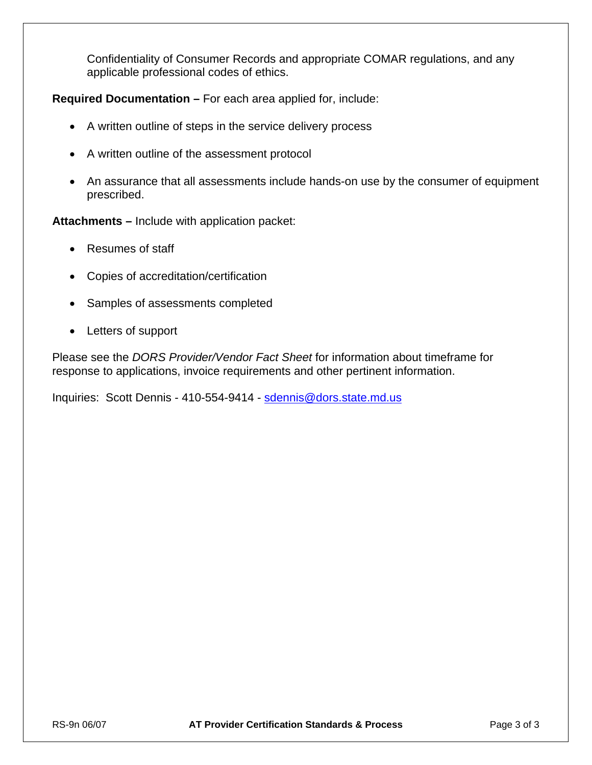Confidentiality of Consumer Records and appropriate COMAR regulations, and any applicable professional codes of ethics.

**Required Documentation –** For each area applied for, include:

- A written outline of steps in the service delivery process
- A written outline of the assessment protocol
- An assurance that all assessments include hands-on use by the consumer of equipment prescribed.

**Attachments –** Include with application packet:

- Resumes of staff
- Copies of accreditation/certification
- Samples of assessments completed
- Letters of support

Please see the *DORS Provider/Vendor Fact Sheet* for information about timeframe for response to applications, invoice requirements and other pertinent information.

Inquiries: Scott Dennis - 410-554-9414 - sdennis@dors.state.md.us